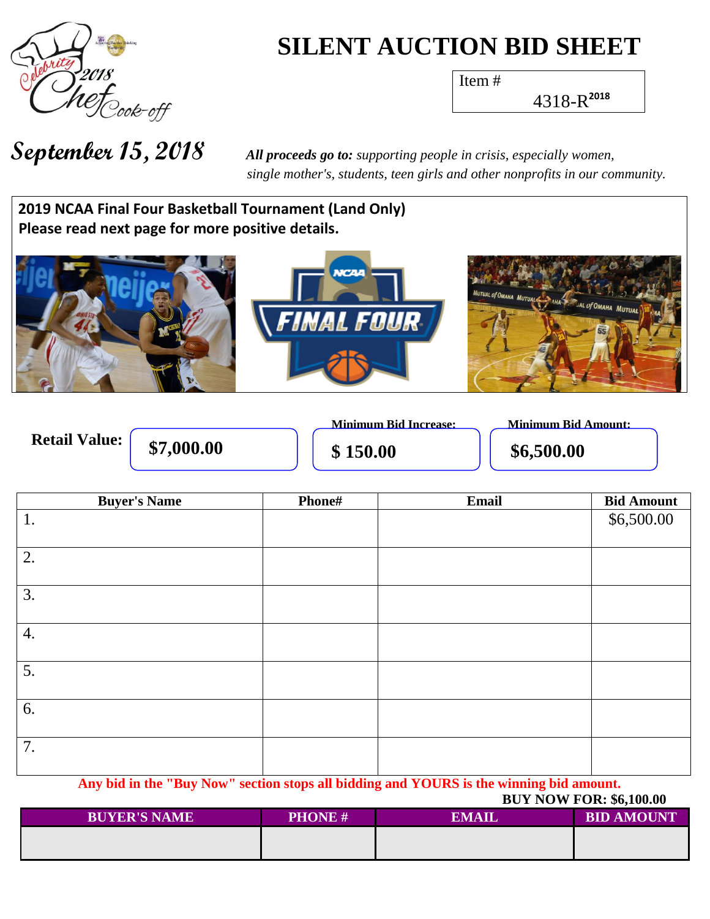# SILENT AUCTION BID SHEET

Item #
4318-R2018

**September 15, 2018**

***All proceeds go to:*** *supporting people in crisis, especially women, single mother's, students, teen girls and other nonprofits in our community.*

**2019 NCAA Final Four Basketball Tournament (Land Only)**
**Please read next page for more positive details.**

**Retail Value:** **$7,000.00**

**Minimum Bid Increase:** **$ 150.00**

**Minimum Bid Amount:** **$6,500.00**

| Buyer's Name | Phone# | Email | Bid Amount |
|---|---|---|---|
| 1. | | | $6,500.00 |
| 2. | | | |
| 3. | | | |
| 4. | | | |
| 5. | | | |
| 6. | | | |
| 7. | | | |

**Any bid in the "Buy Now" section stops all bidding and YOURS is the winning bid amount.**

**BUY NOW FOR: $6,100.00**

| BUYER'S NAME | PHONE # | EMAIL | BID AMOUNT |
|---|---|---|---|
| | | | |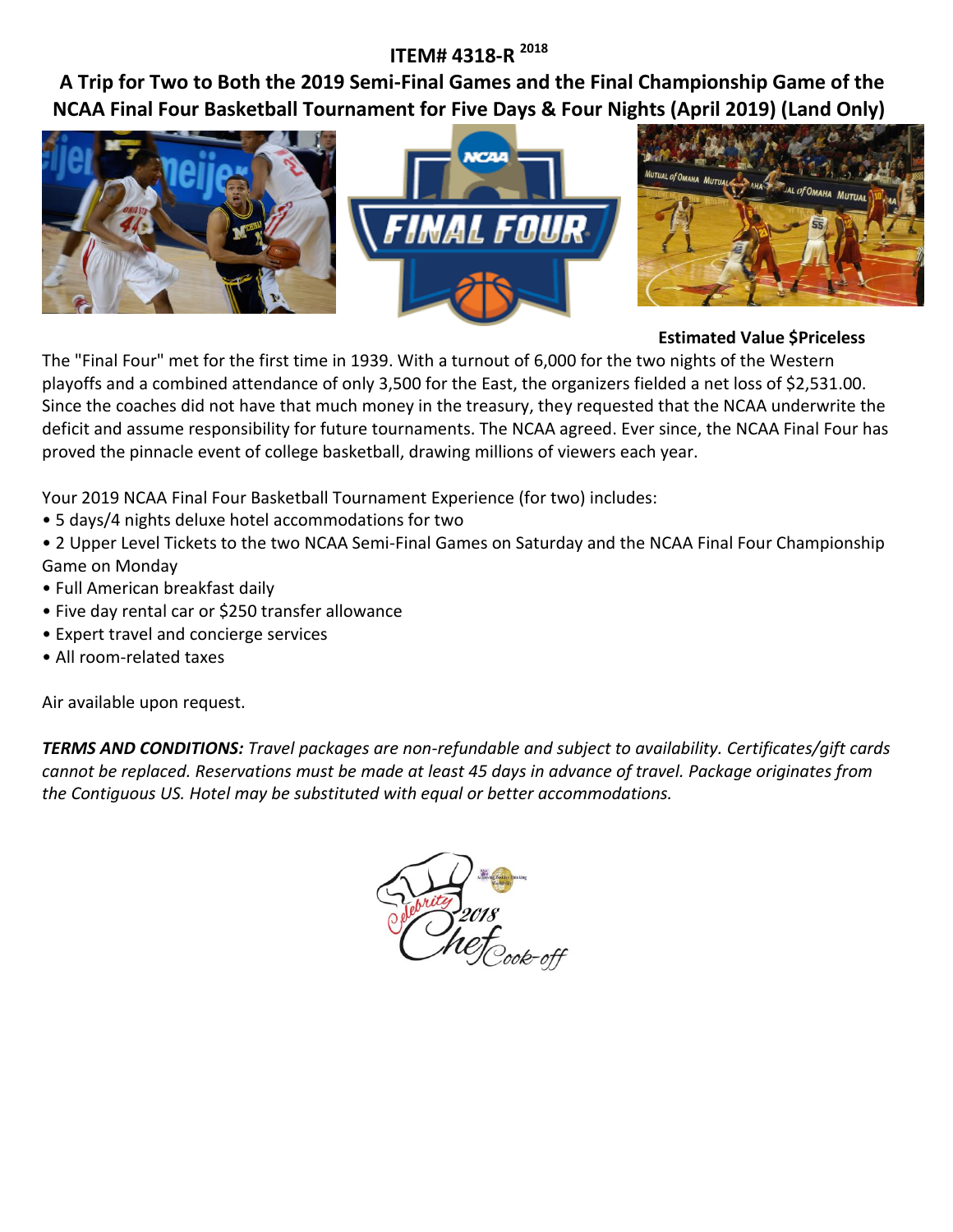# ITEM# 4318-R 2018

## A Trip for Two to Both the 2019 Semi-Final Games and the Final Championship Game of the NCAA Final Four Basketball Tournament for Five Days & Four Nights (April 2019) (Land Only)

**Estimated Value $Priceless**

The "Final Four" met for the first time in 1939. With a turnout of 6,000 for the two nights of the Western playoffs and a combined attendance of only 3,500 for the East, the organizers fielded a net loss of $2,531.00. Since the coaches did not have that much money in the treasury, they requested that the NCAA underwrite the deficit and assume responsibility for future tournaments. The NCAA agreed. Ever since, the NCAA Final Four has proved the pinnacle event of college basketball, drawing millions of viewers each year.

Your 2019 NCAA Final Four Basketball Tournament Experience (for two) includes:

- 5 days/4 nights deluxe hotel accommodations for two
- 2 Upper Level Tickets to the two NCAA Semi-Final Games on Saturday and the NCAA Final Four Championship Game on Monday
- Full American breakfast daily
- Five day rental car or $250 transfer allowance
- Expert travel and concierge services
- All room-related taxes

Air available upon request.

***TERMS AND CONDITIONS:*** *Travel packages are non-refundable and subject to availability. Certificates/gift cards cannot be replaced. Reservations must be made at least 45 days in advance of travel. Package originates from the Contiguous US. Hotel may be substituted with equal or better accommodations.*

Celebrity Chef 2018 Cook-off